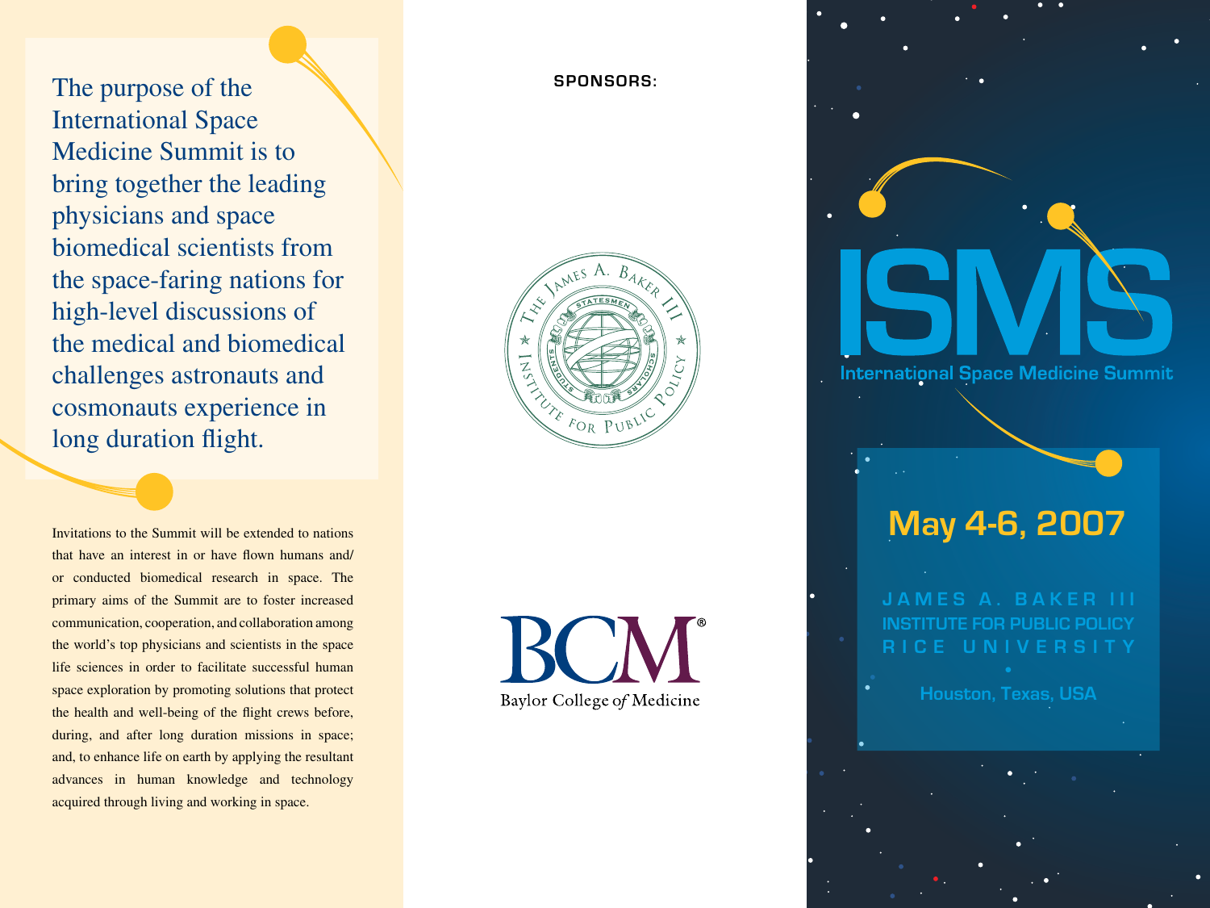The purpose of the International Space Medicine Summit is to bring together the leading physicians and space biomedical scientists from the space-faring nations for high-level discussions of the medical and biomedical challenges astronauts and cosmonauts experience in long duration flight.

Invitations to the Summit will be extended to nations that have an interest in or have flown humans and/or conducted biomedical research in space. The primary aims of the Summit are to foster increased communication, cooperation, and collaboration among the world's top physicians and scientists in the space life sciences in order to facilitate successful human space exploration by promoting solutions that protect the health and well-being of the flight crews before, during, and after long duration missions in space; and, to enhance life on earth by applying the resultant advances in human knowledge and technology acquired through living and working in space.

**SPONSORS:**

The James A. Baker III Institute for Public Policy

BCM®
Baylor College of Medicine

# ISMS

## International Space Medicine Summit

## May 4-6, 2007

JAMES A. BAKER III
INSTITUTE FOR PUBLIC POLICY
RICE UNIVERSITY

Houston, Texas, USA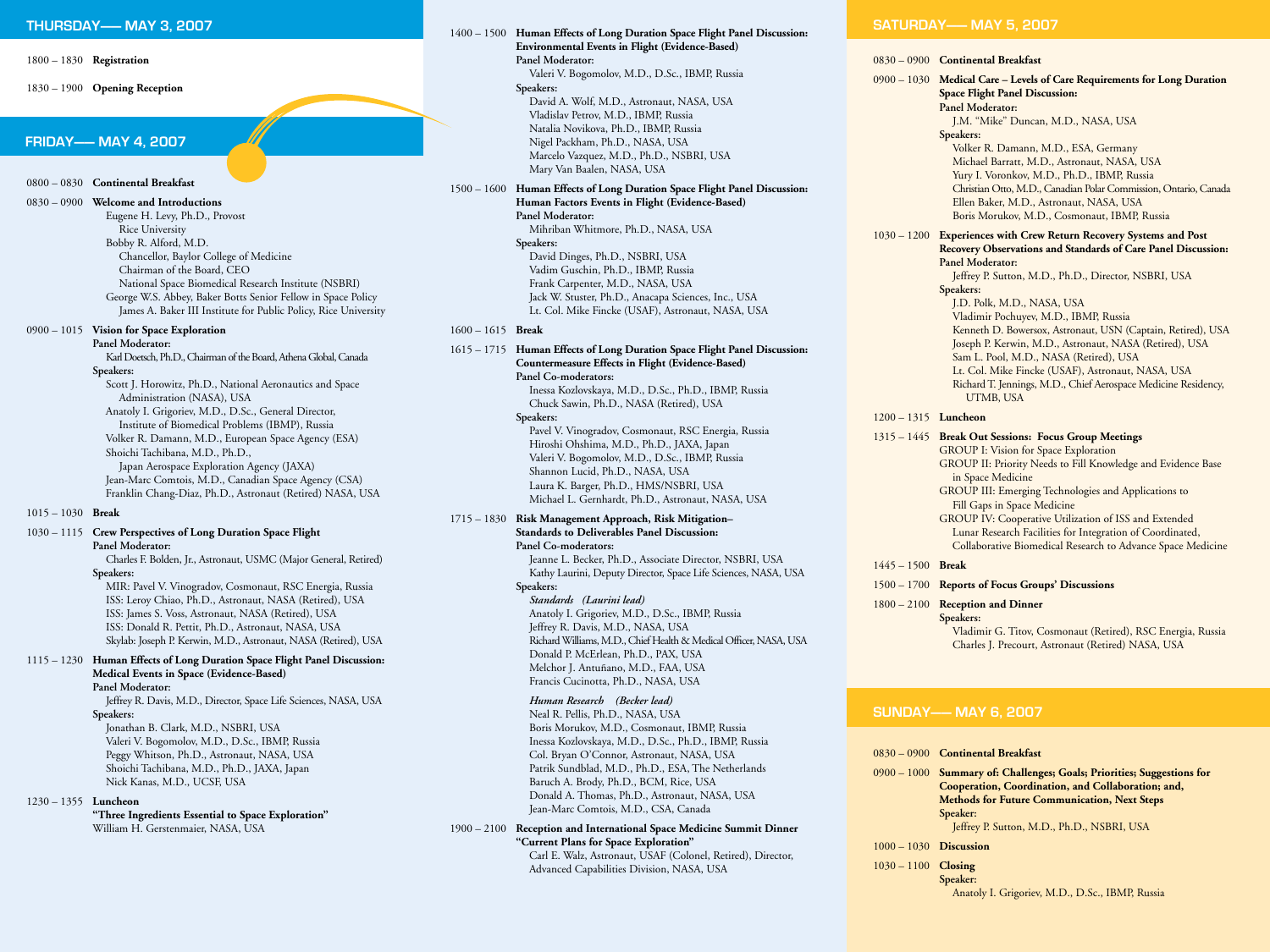## THURSDAY— MAY 3, 2007

1800 – 1830 **Registration**

1830 – 1900 **Opening Reception**

## FRIDAY— MAY 4, 2007

0800 – 0830 **Continental Breakfast**

0830 – 0900 **Welcome and Introductions**
Eugene H. Levy, Ph.D., Provost
Rice University
Bobby R. Alford, M.D.
Chancellor, Baylor College of Medicine
Chairman of the Board, CEO
National Space Biomedical Research Institute (NSBRI)
George W.S. Abbey, Baker Botts Senior Fellow in Space Policy
James A. Baker III Institute for Public Policy, Rice University

0900 – 1015 **Vision for Space Exploration**
**Panel Moderator:**
Karl Doetsch, Ph.D., Chairman of the Board, Athena Global, Canada
**Speakers:**
Scott J. Horowitz, Ph.D., National Aeronautics and Space Administration (NASA), USA
Anatoly I. Grigoriev, M.D., D.Sc., General Director, Institute of Biomedical Problems (IBMP), Russia
Volker R. Damann, M.D., European Space Agency (ESA)
Shoichi Tachibana, M.D., Ph.D., Japan Aerospace Exploration Agency (JAXA)
Jean-Marc Comtois, M.D., Canadian Space Agency (CSA)
Franklin Chang-Diaz, Ph.D., Astronaut (Retired) NASA, USA

1015 – 1030 **Break**

1030 – 1115 **Crew Perspectives of Long Duration Space Flight**
**Panel Moderator:**
Charles F. Bolden, Jr., Astronaut, USMC (Major General, Retired)
**Speakers:**
MIR: Pavel V. Vinogradov, Cosmonaut, RSC Energia, Russia
ISS: Leroy Chiao, Ph.D., Astronaut, NASA (Retired), USA
ISS: James S. Voss, Astronaut, NASA (Retired), USA
ISS: Donald R. Pettit, Ph.D., Astronaut, NASA, USA
Skylab: Joseph P. Kerwin, M.D., Astronaut, NASA (Retired), USA

1115 – 1230 **Human Effects of Long Duration Space Flight Panel Discussion: Medical Events in Space (Evidence-Based)**
**Panel Moderator:**
Jeffrey R. Davis, M.D., Director, Space Life Sciences, NASA, USA
**Speakers:**
Jonathan B. Clark, M.D., NSBRI, USA
Valeri V. Bogomolov, M.D., D.Sc., IBMP, Russia
Peggy Whitson, Ph.D., Astronaut, NASA, USA
Shoichi Tachibana, M.D., Ph.D., JAXA, Japan
Nick Kanas, M.D., UCSF, USA

1230 – 1355 **Luncheon**
**"Three Ingredients Essential to Space Exploration"**
William H. Gerstenmaier, NASA, USA

1400 – 1500 **Human Effects of Long Duration Space Flight Panel Discussion: Environmental Events in Flight (Evidence-Based)**
**Panel Moderator:**
Valeri V. Bogomolov, M.D., D.Sc., IBMP, Russia
**Speakers:**
David A. Wolf, M.D., Astronaut, NASA, USA
Vladislav Petrov, M.D., IBMP, Russia
Natalia Novikova, Ph.D., IBMP, Russia
Nigel Packham, Ph.D., NASA, USA
Marcelo Vazquez, M.D., Ph.D., NSBRI, USA
Mary Van Baalen, NASA, USA

1500 – 1600 **Human Effects of Long Duration Space Flight Panel Discussion: Human Factors Events in Flight (Evidence-Based)**
**Panel Moderator:**
Mihriban Whitmore, Ph.D., NASA, USA
**Speakers:**
David Dinges, Ph.D., NSBRI, USA
Vadim Guschin, Ph.D., IBMP, Russia
Frank Carpenter, M.D., NASA, USA
Jack W. Stuster, Ph.D., Anacapa Sciences, Inc., USA
Lt. Col. Mike Fincke (USAF), Astronaut, NASA, USA

1600 – 1615 **Break**

1615 – 1715 **Human Effects of Long Duration Space Flight Panel Discussion: Countermeasure Effects in Flight (Evidence-Based)**
**Panel Co-moderators:**
Inessa Kozlovskaya, M.D., D.Sc., Ph.D., IBMP, Russia
Chuck Sawin, Ph.D., NASA (Retired), USA
**Speakers:**
Pavel V. Vinogradov, Cosmonaut, RSC Energia, Russia
Hiroshi Ohshima, M.D., Ph.D., JAXA, Japan
Valeri V. Bogomolov, M.D., D.Sc., IBMP, Russia
Shannon Lucid, Ph.D., NASA, USA
Laura K. Barger, Ph.D., HMS/NSBRI, USA
Michael L. Gernhardt, Ph.D., Astronaut, NASA, USA

1715 – 1830 **Risk Management Approach, Risk Mitigation– Standards to Deliverables Panel Discussion:**
**Panel Co-moderators:**
Jeanne L. Becker, Ph.D., Associate Director, NSBRI, USA
Kathy Laurini, Deputy Director, Space Life Sciences, NASA, USA
**Speakers:**
***Standards (Laurini lead)***
Anatoly I. Grigoriev, M.D., D.Sc., IBMP, Russia
Jeffrey R. Davis, M.D., NASA, USA
Richard Williams, M.D., Chief Health & Medical Officer, NASA, USA
Donald P. McErlean, Ph.D., PAX, USA
Melchor J. Antuñano, M.D., FAA, USA
Francis Cucinotta, Ph.D., NASA, USA

***Human Research (Becker lead)***
Neal R. Pellis, Ph.D., NASA, USA
Boris Morukov, M.D., Cosmonaut, IBMP, Russia
Inessa Kozlovskaya, M.D., D.Sc., Ph.D., IBMP, Russia
Col. Bryan O'Connor, Astronaut, NASA, USA
Patrik Sundblad, M.D., Ph.D., ESA, The Netherlands
Baruch A. Brody, Ph.D., BCM, Rice, USA
Donald A. Thomas, Ph.D., Astronaut, NASA, USA
Jean-Marc Comtois, M.D., CSA, Canada

1900 – 2100 **Reception and International Space Medicine Summit Dinner**
**"Current Plans for Space Exploration"**
Carl E. Walz, Astronaut, USAF (Colonel, Retired), Director, Advanced Capabilities Division, NASA, USA

## SATURDAY— MAY 5, 2007

0830 – 0900 **Continental Breakfast**

0900 – 1030 **Medical Care – Levels of Care Requirements for Long Duration Space Flight Panel Discussion:**
**Panel Moderator:**
J.M. "Mike" Duncan, M.D., NASA, USA
**Speakers:**
Volker R. Damann, M.D., ESA, Germany
Michael Barratt, M.D., Astronaut, NASA, USA
Yury I. Voronkov, M.D., Ph.D., IBMP, Russia
Christian Otto, M.D., Canadian Polar Commission, Ontario, Canada
Ellen Baker, M.D., Astronaut, NASA, USA
Boris Morukov, M.D., Cosmonaut, IBMP, Russia

1030 – 1200 **Experiences with Crew Return Recovery Systems and Post Recovery Observations and Standards of Care Panel Discussion:**
**Panel Moderator:**
Jeffrey P. Sutton, M.D., Ph.D., Director, NSBRI, USA
**Speakers:**
J.D. Polk, M.D., NASA, USA
Vladimir Pochuyev, M.D., IBMP, Russia
Kenneth D. Bowersox, Astronaut, USN (Captain, Retired), USA
Joseph P. Kerwin, M.D., Astronaut, NASA (Retired), USA
Sam L. Pool, M.D., NASA (Retired), USA
Lt. Col. Mike Fincke (USAF), Astronaut, NASA, USA
Richard T. Jennings, M.D., Chief Aerospace Medicine Residency, UTMB, USA

1200 – 1315 **Luncheon**

1315 – 1445 **Break Out Sessions: Focus Group Meetings**
GROUP I: Vision for Space Exploration
GROUP II: Priority Needs to Fill Knowledge and Evidence Base in Space Medicine
GROUP III: Emerging Technologies and Applications to Fill Gaps in Space Medicine
GROUP IV: Cooperative Utilization of ISS and Extended Lunar Research Facilities for Integration of Coordinated, Collaborative Biomedical Research to Advance Space Medicine

1445 – 1500 **Break**

1500 – 1700 **Reports of Focus Groups' Discussions**

1800 – 2100 **Reception and Dinner**
**Speakers:**
Vladimir G. Titov, Cosmonaut (Retired), RSC Energia, Russia
Charles J. Precourt, Astronaut (Retired) NASA, USA

## SUNDAY— MAY 6, 2007

0830 – 0900 **Continental Breakfast**

0900 – 1000 **Summary of: Challenges; Goals; Priorities; Suggestions for Cooperation, Coordination, and Collaboration; and, Methods for Future Communication, Next Steps**
**Speaker:**
Jeffrey P. Sutton, M.D., Ph.D., NSBRI, USA

1000 – 1030 **Discussion**

1030 – 1100 **Closing**
**Speaker:**
Anatoly I. Grigoriev, M.D., D.Sc., IBMP, Russia